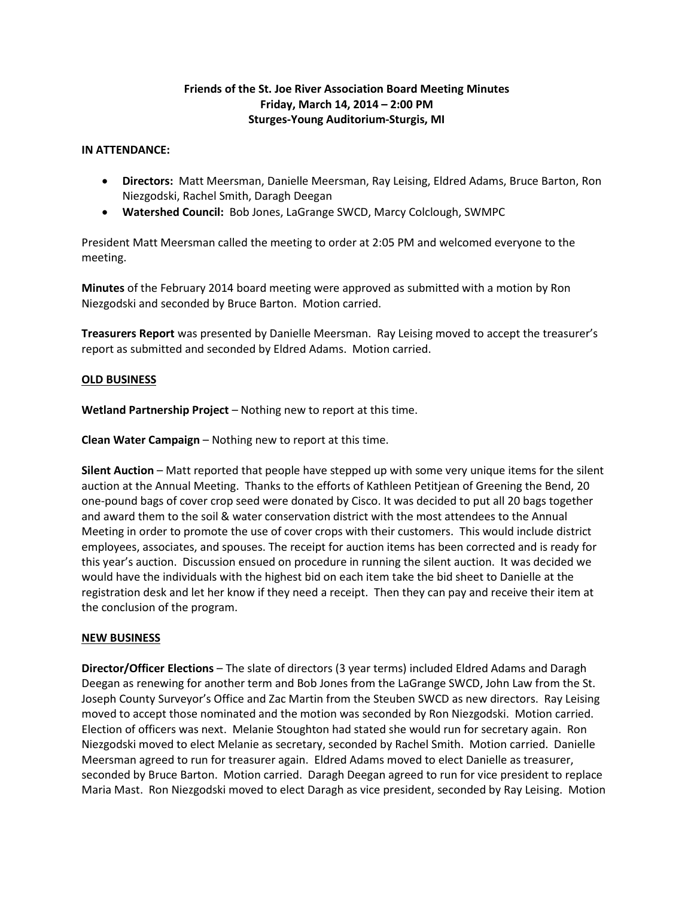**Friends of the St. Joe River Association Board Meeting Minutes**
**Friday, March 14, 2014 – 2:00 PM**
**Sturges-Young Auditorium-Sturgis, MI**

**IN ATTENDANCE:**

- **Directors:** Matt Meersman, Danielle Meersman, Ray Leising, Eldred Adams, Bruce Barton, Ron Niezgodski, Rachel Smith, Daragh Deegan
- **Watershed Council:** Bob Jones, LaGrange SWCD, Marcy Colclough, SWMPC

President Matt Meersman called the meeting to order at 2:05 PM and welcomed everyone to the meeting.

**Minutes** of the February 2014 board meeting were approved as submitted with a motion by Ron Niezgodski and seconded by Bruce Barton. Motion carried.

**Treasurers Report** was presented by Danielle Meersman. Ray Leising moved to accept the treasurer's report as submitted and seconded by Eldred Adams. Motion carried.

**OLD BUSINESS**

**Wetland Partnership Project** – Nothing new to report at this time.

**Clean Water Campaign** – Nothing new to report at this time.

**Silent Auction** – Matt reported that people have stepped up with some very unique items for the silent auction at the Annual Meeting. Thanks to the efforts of Kathleen Petitjean of Greening the Bend, 20 one-pound bags of cover crop seed were donated by Cisco. It was decided to put all 20 bags together and award them to the soil & water conservation district with the most attendees to the Annual Meeting in order to promote the use of cover crops with their customers. This would include district employees, associates, and spouses. The receipt for auction items has been corrected and is ready for this year's auction. Discussion ensued on procedure in running the silent auction. It was decided we would have the individuals with the highest bid on each item take the bid sheet to Danielle at the registration desk and let her know if they need a receipt. Then they can pay and receive their item at the conclusion of the program.

**NEW BUSINESS**

**Director/Officer Elections** – The slate of directors (3 year terms) included Eldred Adams and Daragh Deegan as renewing for another term and Bob Jones from the LaGrange SWCD, John Law from the St. Joseph County Surveyor's Office and Zac Martin from the Steuben SWCD as new directors. Ray Leising moved to accept those nominated and the motion was seconded by Ron Niezgodski. Motion carried. Election of officers was next. Melanie Stoughton had stated she would run for secretary again. Ron Niezgodski moved to elect Melanie as secretary, seconded by Rachel Smith. Motion carried. Danielle Meersman agreed to run for treasurer again. Eldred Adams moved to elect Danielle as treasurer, seconded by Bruce Barton. Motion carried. Daragh Deegan agreed to run for vice president to replace Maria Mast. Ron Niezgodski moved to elect Daragh as vice president, seconded by Ray Leising. Motion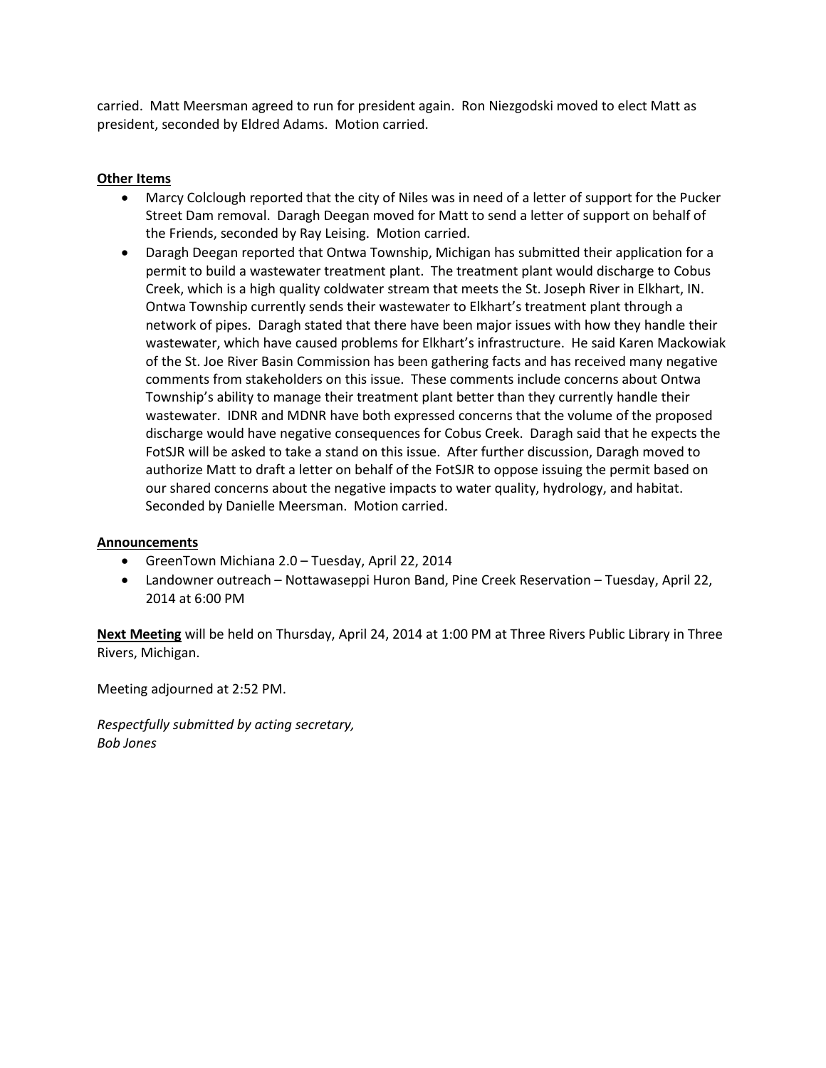carried. Matt Meersman agreed to run for president again. Ron Niezgodski moved to elect Matt as president, seconded by Eldred Adams. Motion carried.

**Other Items**

- Marcy Colclough reported that the city of Niles was in need of a letter of support for the Pucker Street Dam removal. Daragh Deegan moved for Matt to send a letter of support on behalf of the Friends, seconded by Ray Leising. Motion carried.
- Daragh Deegan reported that Ontwa Township, Michigan has submitted their application for a permit to build a wastewater treatment plant. The treatment plant would discharge to Cobus Creek, which is a high quality coldwater stream that meets the St. Joseph River in Elkhart, IN. Ontwa Township currently sends their wastewater to Elkhart's treatment plant through a network of pipes. Daragh stated that there have been major issues with how they handle their wastewater, which have caused problems for Elkhart's infrastructure. He said Karen Mackowiak of the St. Joe River Basin Commission has been gathering facts and has received many negative comments from stakeholders on this issue. These comments include concerns about Ontwa Township's ability to manage their treatment plant better than they currently handle their wastewater. IDNR and MDNR have both expressed concerns that the volume of the proposed discharge would have negative consequences for Cobus Creek. Daragh said that he expects the FotSJR will be asked to take a stand on this issue. After further discussion, Daragh moved to authorize Matt to draft a letter on behalf of the FotSJR to oppose issuing the permit based on our shared concerns about the negative impacts to water quality, hydrology, and habitat. Seconded by Danielle Meersman. Motion carried.

**Announcements**

- GreenTown Michiana 2.0 – Tuesday, April 22, 2014
- Landowner outreach – Nottawaseppi Huron Band, Pine Creek Reservation – Tuesday, April 22, 2014 at 6:00 PM

**Next Meeting** will be held on Thursday, April 24, 2014 at 1:00 PM at Three Rivers Public Library in Three Rivers, Michigan.

Meeting adjourned at 2:52 PM.

*Respectfully submitted by acting secretary,*
*Bob Jones*